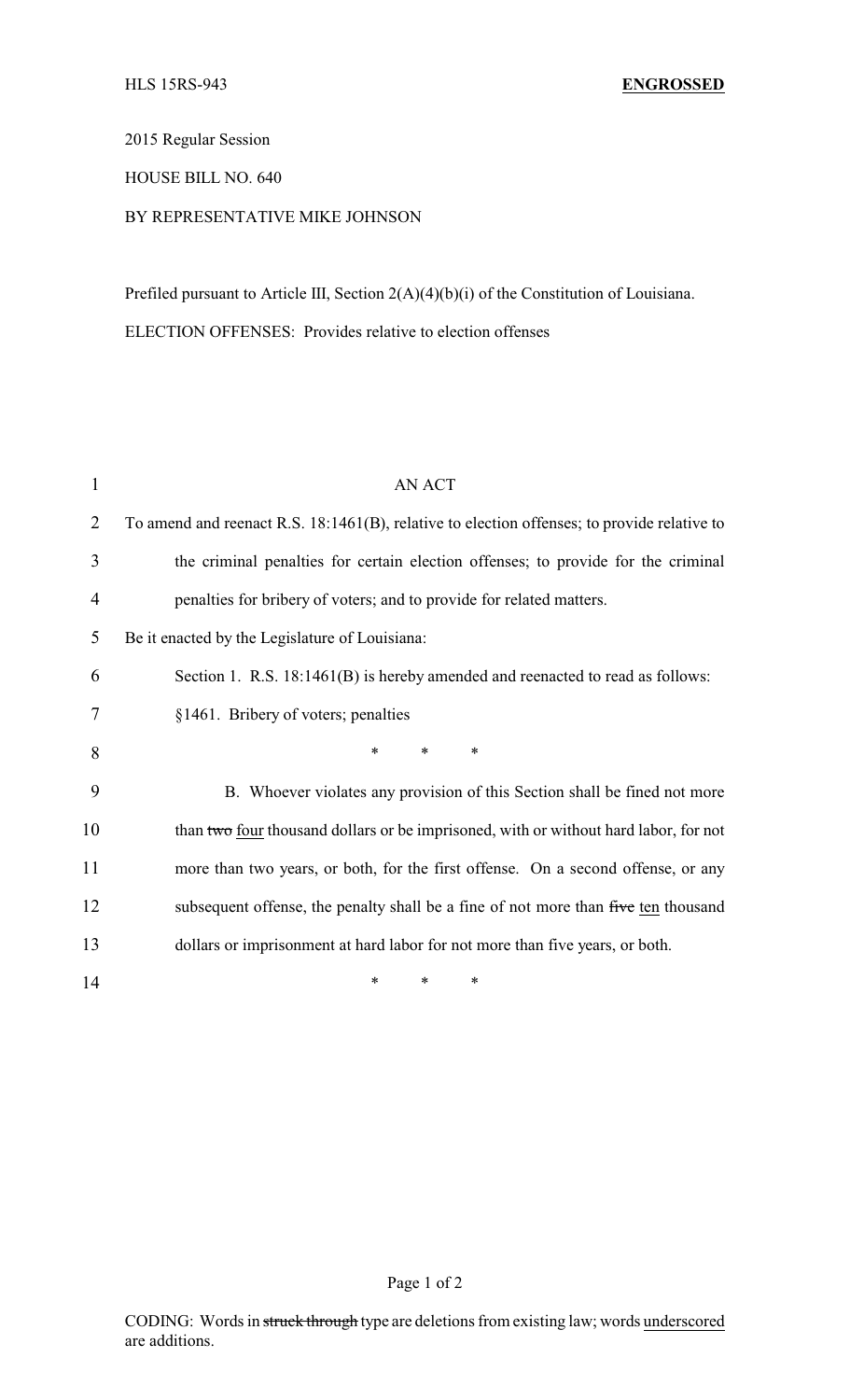HLS 15RS-943 **ENGROSSED**

2015 Regular Session

HOUSE BILL NO. 640

BY REPRESENTATIVE MIKE JOHNSON

Prefiled pursuant to Article III, Section 2(A)(4)(b)(i) of the Constitution of Louisiana.

ELECTION OFFENSES: Provides relative to election offenses

AN ACT

To amend and reenact R.S. 18:1461(B), relative to election offenses; to provide relative to the criminal penalties for certain election offenses; to provide for the criminal penalties for bribery of voters; and to provide for related matters.

Be it enacted by the Legislature of Louisiana:

Section 1. R.S. 18:1461(B) is hereby amended and reenacted to read as follows:

§1461. Bribery of voters; penalties

\* \* \*

B. Whoever violates any provision of this Section shall be fined not more than ~~two~~ <u>four</u> thousand dollars or be imprisoned, with or without hard labor, for not more than two years, or both, for the first offense. On a second offense, or any subsequent offense, the penalty shall be a fine of not more than ~~five~~ <u>ten</u> thousand dollars or imprisonment at hard labor for not more than five years, or both.

\* \* \*

CODING: Words in ~~struck through~~ type are deletions from existing law; words <u>underscored</u> are additions.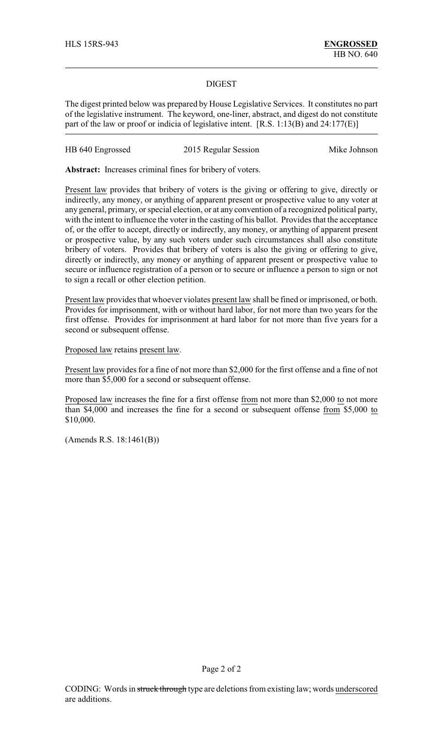HLS 15RS-943 **ENGROSSED**
HB NO. 640

DIGEST

The digest printed below was prepared by House Legislative Services. It constitutes no part of the legislative instrument. The keyword, one-liner, abstract, and digest do not constitute part of the law or proof or indicia of legislative intent. [R.S. 1:13(B) and 24:177(E)]

HB 640 Engrossed 2015 Regular Session Mike Johnson

**Abstract:** Increases criminal fines for bribery of voters.

Present law provides that bribery of voters is the giving or offering to give, directly or indirectly, any money, or anything of apparent present or prospective value to any voter at any general, primary, or special election, or at any convention of a recognized political party, with the intent to influence the voter in the casting of his ballot. Provides that the acceptance of, or the offer to accept, directly or indirectly, any money, or anything of apparent present or prospective value, by any such voters under such circumstances shall also constitute bribery of voters. Provides that bribery of voters is also the giving or offering to give, directly or indirectly, any money or anything of apparent present or prospective value to secure or influence registration of a person or to secure or influence a person to sign or not to sign a recall or other election petition.

Present law provides that whoever violates present law shall be fined or imprisoned, or both. Provides for imprisonment, with or without hard labor, for not more than two years for the first offense. Provides for imprisonment at hard labor for not more than five years for a second or subsequent offense.

Proposed law retains present law.

Present law provides for a fine of not more than $2,000 for the first offense and a fine of not more than $5,000 for a second or subsequent offense.

Proposed law increases the fine for a first offense from not more than $2,000 to not more than $4,000 and increases the fine for a second or subsequent offense from $5,000 to $10,000.

(Amends R.S. 18:1461(B))

CODING: Words in ~~struck through~~ type are deletions from existing law; words underscored are additions.